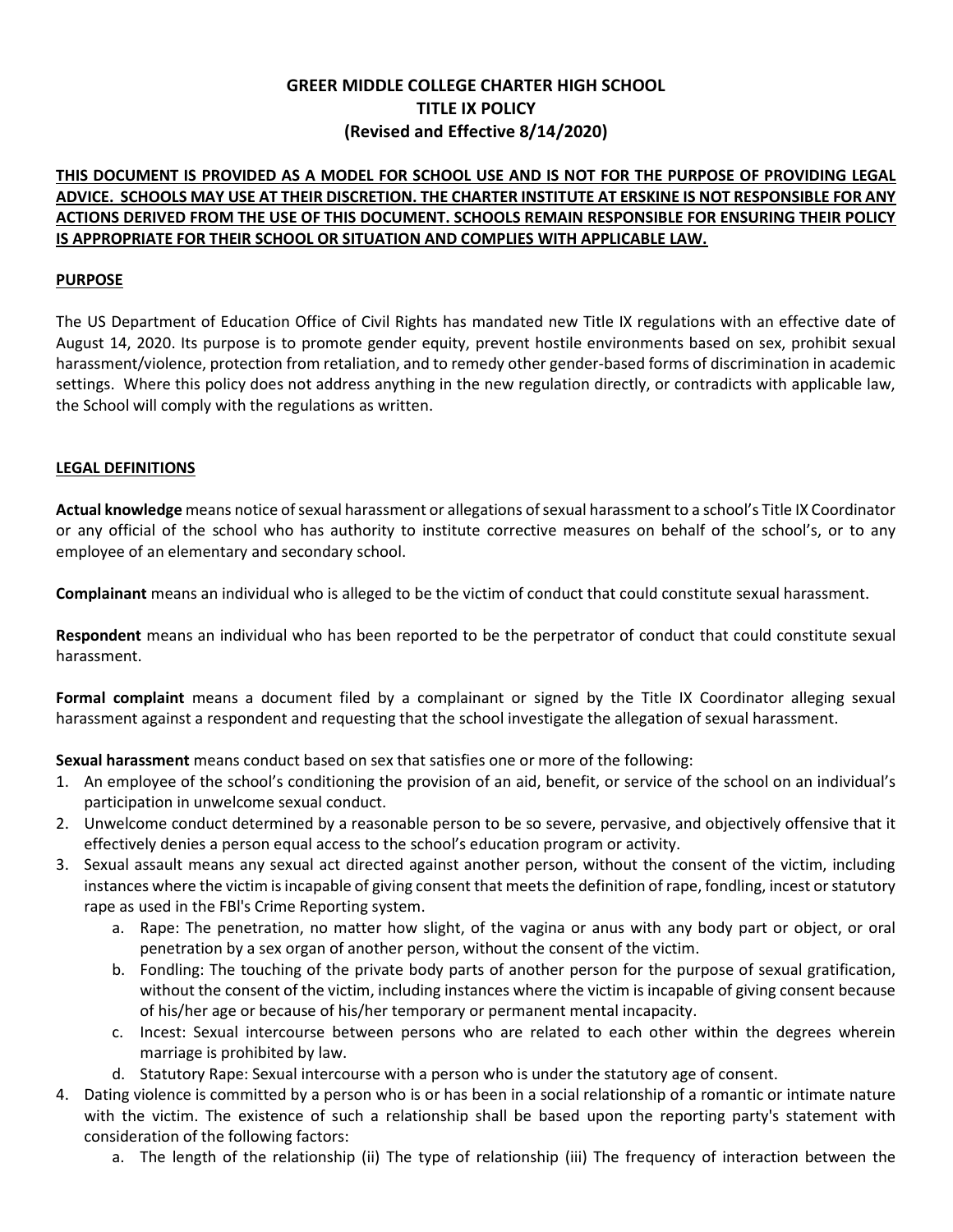# GREER MIDDLE COLLEGE CHARTER HIGH SCHOOL
# TITLE IX POLICY
# (Revised and Effective 8/14/2020)

**THIS DOCUMENT IS PROVIDED AS A MODEL FOR SCHOOL USE AND IS NOT FOR THE PURPOSE OF PROVIDING LEGAL ADVICE. SCHOOLS MAY USE AT THEIR DISCRETION. THE CHARTER INSTITUTE AT ERSKINE IS NOT RESPONSIBLE FOR ANY ACTIONS DERIVED FROM THE USE OF THIS DOCUMENT. SCHOOLS REMAIN RESPONSIBLE FOR ENSURING THEIR POLICY IS APPROPRIATE FOR THEIR SCHOOL OR SITUATION AND COMPLIES WITH APPLICABLE LAW.**

## PURPOSE

The US Department of Education Office of Civil Rights has mandated new Title IX regulations with an effective date of August 14, 2020. Its purpose is to promote gender equity, prevent hostile environments based on sex, prohibit sexual harassment/violence, protection from retaliation, and to remedy other gender-based forms of discrimination in academic settings. Where this policy does not address anything in the new regulation directly, or contradicts with applicable law, the School will comply with the regulations as written.

## LEGAL DEFINITIONS

**Actual knowledge** means notice of sexual harassment or allegations of sexual harassment to a school's Title IX Coordinator or any official of the school who has authority to institute corrective measures on behalf of the school's, or to any employee of an elementary and secondary school.

**Complainant** means an individual who is alleged to be the victim of conduct that could constitute sexual harassment.

**Respondent** means an individual who has been reported to be the perpetrator of conduct that could constitute sexual harassment.

**Formal complaint** means a document filed by a complainant or signed by the Title IX Coordinator alleging sexual harassment against a respondent and requesting that the school investigate the allegation of sexual harassment.

**Sexual harassment** means conduct based on sex that satisfies one or more of the following:

1. An employee of the school's conditioning the provision of an aid, benefit, or service of the school on an individual's participation in unwelcome sexual conduct.
2. Unwelcome conduct determined by a reasonable person to be so severe, pervasive, and objectively offensive that it effectively denies a person equal access to the school's education program or activity.
3. Sexual assault means any sexual act directed against another person, without the consent of the victim, including instances where the victim is incapable of giving consent that meets the definition of rape, fondling, incest or statutory rape as used in the FBI's Crime Reporting system.
   a. Rape: The penetration, no matter how slight, of the vagina or anus with any body part or object, or oral penetration by a sex organ of another person, without the consent of the victim.
   b. Fondling: The touching of the private body parts of another person for the purpose of sexual gratification, without the consent of the victim, including instances where the victim is incapable of giving consent because of his/her age or because of his/her temporary or permanent mental incapacity.
   c. Incest: Sexual intercourse between persons who are related to each other within the degrees wherein marriage is prohibited by law.
   d. Statutory Rape: Sexual intercourse with a person who is under the statutory age of consent.
4. Dating violence is committed by a person who is or has been in a social relationship of a romantic or intimate nature with the victim. The existence of such a relationship shall be based upon the reporting party's statement with consideration of the following factors:
   a. The length of the relationship (ii) The type of relationship (iii) The frequency of interaction between the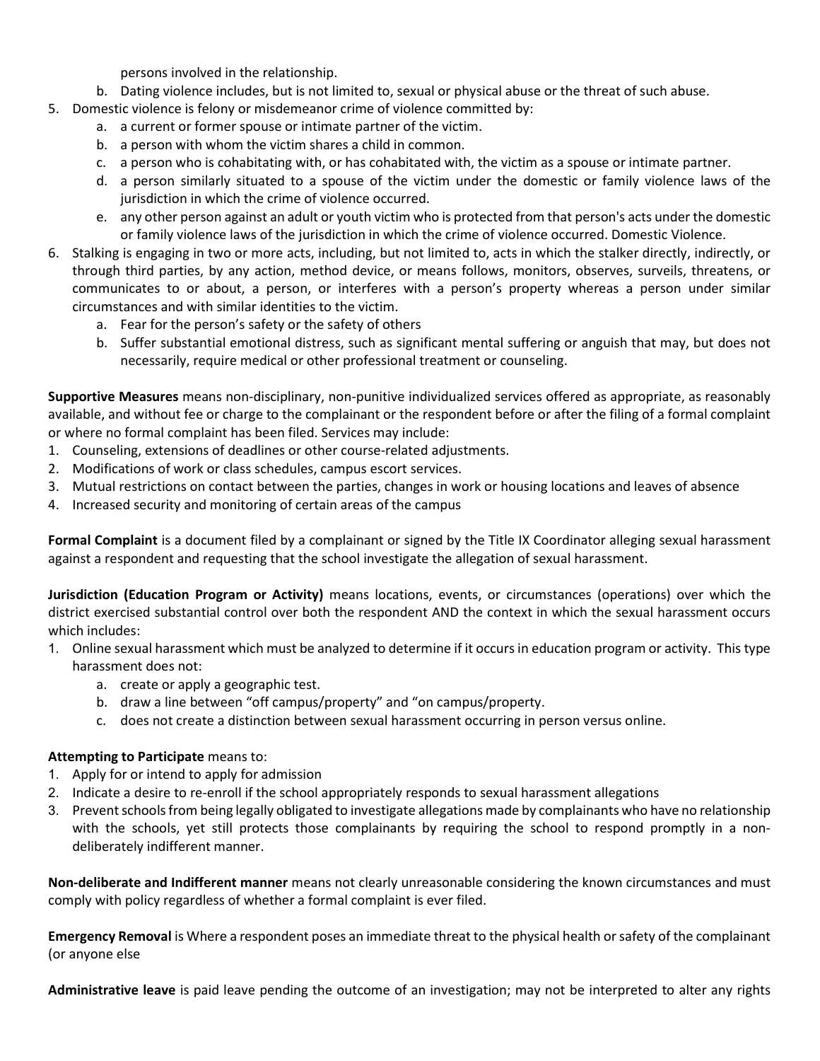persons involved in the relationship.

   b. Dating violence includes, but is not limited to, sexual or physical abuse or the threat of such abuse.

5. Domestic violence is felony or misdemeanor crime of violence committed by:
   a. a current or former spouse or intimate partner of the victim.
   b. a person with whom the victim shares a child in common.
   c. a person who is cohabitating with, or has cohabitated with, the victim as a spouse or intimate partner.
   d. a person similarly situated to a spouse of the victim under the domestic or family violence laws of the jurisdiction in which the crime of violence occurred.
   e. any other person against an adult or youth victim who is protected from that person's acts under the domestic or family violence laws of the jurisdiction in which the crime of violence occurred. Domestic Violence.
6. Stalking is engaging in two or more acts, including, but not limited to, acts in which the stalker directly, indirectly, or through third parties, by any action, method device, or means follows, monitors, observes, surveils, threatens, or communicates to or about, a person, or interferes with a person's property whereas a person under similar circumstances and with similar identities to the victim.
   a. Fear for the person's safety or the safety of others
   b. Suffer substantial emotional distress, such as significant mental suffering or anguish that may, but does not necessarily, require medical or other professional treatment or counseling.

**Supportive Measures** means non-disciplinary, non-punitive individualized services offered as appropriate, as reasonably available, and without fee or charge to the complainant or the respondent before or after the filing of a formal complaint or where no formal complaint has been filed. Services may include:

1. Counseling, extensions of deadlines or other course-related adjustments.
2. Modifications of work or class schedules, campus escort services.
3. Mutual restrictions on contact between the parties, changes in work or housing locations and leaves of absence
4. Increased security and monitoring of certain areas of the campus

**Formal Complaint** is a document filed by a complainant or signed by the Title IX Coordinator alleging sexual harassment against a respondent and requesting that the school investigate the allegation of sexual harassment.

**Jurisdiction (Education Program or Activity)** means locations, events, or circumstances (operations) over which the district exercised substantial control over both the respondent AND the context in which the sexual harassment occurs which includes:

1. Online sexual harassment which must be analyzed to determine if it occurs in education program or activity. This type harassment does not:
   a. create or apply a geographic test.
   b. draw a line between "off campus/property" and "on campus/property.
   c. does not create a distinction between sexual harassment occurring in person versus online.

**Attempting to Participate** means to:

1. Apply for or intend to apply for admission
2. Indicate a desire to re-enroll if the school appropriately responds to sexual harassment allegations
3. Prevent schools from being legally obligated to investigate allegations made by complainants who have no relationship with the schools, yet still protects those complainants by requiring the school to respond promptly in a non-deliberately indifferent manner.

**Non-deliberate and Indifferent manner** means not clearly unreasonable considering the known circumstances and must comply with policy regardless of whether a formal complaint is ever filed.

**Emergency Removal** is Where a respondent poses an immediate threat to the physical health or safety of the complainant (or anyone else

**Administrative leave** is paid leave pending the outcome of an investigation; may not be interpreted to alter any rights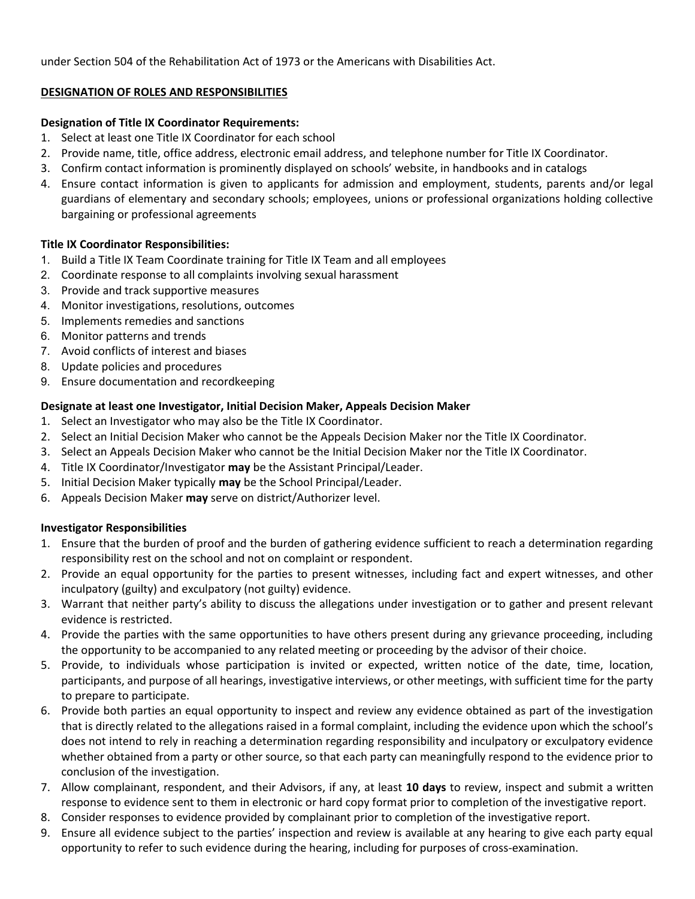under Section 504 of the Rehabilitation Act of 1973 or the Americans with Disabilities Act.

**DESIGNATION OF ROLES AND RESPONSIBILITIES**

**Designation of Title IX Coordinator Requirements:**

1. Select at least one Title IX Coordinator for each school
2. Provide name, title, office address, electronic email address, and telephone number for Title IX Coordinator.
3. Confirm contact information is prominently displayed on schools' website, in handbooks and in catalogs
4. Ensure contact information is given to applicants for admission and employment, students, parents and/or legal guardians of elementary and secondary schools; employees, unions or professional organizations holding collective bargaining or professional agreements

**Title IX Coordinator Responsibilities:**

1. Build a Title IX Team Coordinate training for Title IX Team and all employees
2. Coordinate response to all complaints involving sexual harassment
3. Provide and track supportive measures
4. Monitor investigations, resolutions, outcomes
5. Implements remedies and sanctions
6. Monitor patterns and trends
7. Avoid conflicts of interest and biases
8. Update policies and procedures
9. Ensure documentation and recordkeeping

**Designate at least one Investigator, Initial Decision Maker, Appeals Decision Maker**

1. Select an Investigator who may also be the Title IX Coordinator.
2. Select an Initial Decision Maker who cannot be the Appeals Decision Maker nor the Title IX Coordinator.
3. Select an Appeals Decision Maker who cannot be the Initial Decision Maker nor the Title IX Coordinator.
4. Title IX Coordinator/Investigator **may** be the Assistant Principal/Leader.
5. Initial Decision Maker typically **may** be the School Principal/Leader.
6. Appeals Decision Maker **may** serve on district/Authorizer level.

**Investigator Responsibilities**

1. Ensure that the burden of proof and the burden of gathering evidence sufficient to reach a determination regarding responsibility rest on the school and not on complaint or respondent.
2. Provide an equal opportunity for the parties to present witnesses, including fact and expert witnesses, and other inculpatory (guilty) and exculpatory (not guilty) evidence.
3. Warrant that neither party's ability to discuss the allegations under investigation or to gather and present relevant evidence is restricted.
4. Provide the parties with the same opportunities to have others present during any grievance proceeding, including the opportunity to be accompanied to any related meeting or proceeding by the advisor of their choice.
5. Provide, to individuals whose participation is invited or expected, written notice of the date, time, location, participants, and purpose of all hearings, investigative interviews, or other meetings, with sufficient time for the party to prepare to participate.
6. Provide both parties an equal opportunity to inspect and review any evidence obtained as part of the investigation that is directly related to the allegations raised in a formal complaint, including the evidence upon which the school's does not intend to rely in reaching a determination regarding responsibility and inculpatory or exculpatory evidence whether obtained from a party or other source, so that each party can meaningfully respond to the evidence prior to conclusion of the investigation.
7. Allow complainant, respondent, and their Advisors, if any, at least **10 days** to review, inspect and submit a written response to evidence sent to them in electronic or hard copy format prior to completion of the investigative report.
8. Consider responses to evidence provided by complainant prior to completion of the investigative report.
9. Ensure all evidence subject to the parties' inspection and review is available at any hearing to give each party equal opportunity to refer to such evidence during the hearing, including for purposes of cross-examination.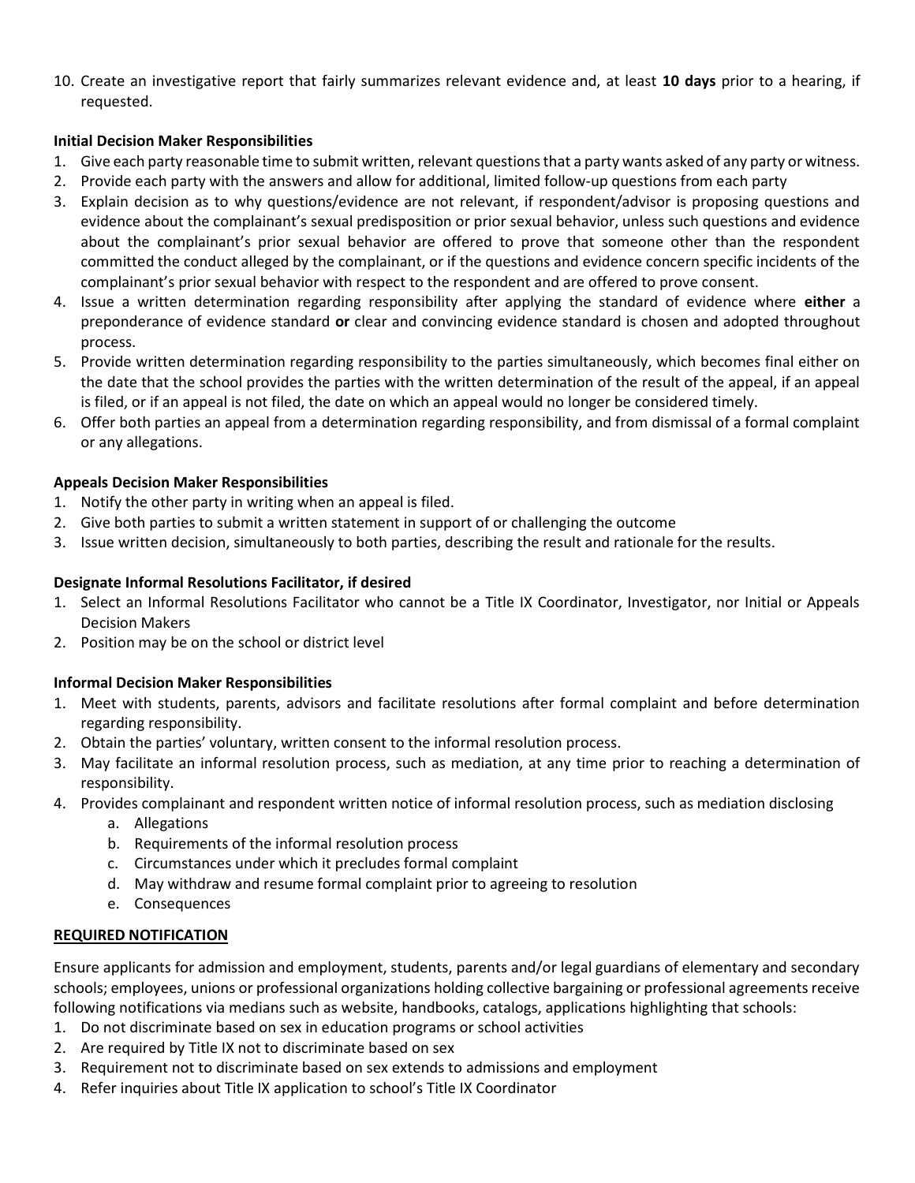10. Create an investigative report that fairly summarizes relevant evidence and, at least **10 days** prior to a hearing, if requested.

**Initial Decision Maker Responsibilities**

1. Give each party reasonable time to submit written, relevant questions that a party wants asked of any party or witness.
2. Provide each party with the answers and allow for additional, limited follow-up questions from each party
3. Explain decision as to why questions/evidence are not relevant, if respondent/advisor is proposing questions and evidence about the complainant's sexual predisposition or prior sexual behavior, unless such questions and evidence about the complainant's prior sexual behavior are offered to prove that someone other than the respondent committed the conduct alleged by the complainant, or if the questions and evidence concern specific incidents of the complainant's prior sexual behavior with respect to the respondent and are offered to prove consent.
4. Issue a written determination regarding responsibility after applying the standard of evidence where **either** a preponderance of evidence standard **or** clear and convincing evidence standard is chosen and adopted throughout process.
5. Provide written determination regarding responsibility to the parties simultaneously, which becomes final either on the date that the school provides the parties with the written determination of the result of the appeal, if an appeal is filed, or if an appeal is not filed, the date on which an appeal would no longer be considered timely.
6. Offer both parties an appeal from a determination regarding responsibility, and from dismissal of a formal complaint or any allegations.

**Appeals Decision Maker Responsibilities**

1. Notify the other party in writing when an appeal is filed.
2. Give both parties to submit a written statement in support of or challenging the outcome
3. Issue written decision, simultaneously to both parties, describing the result and rationale for the results.

**Designate Informal Resolutions Facilitator, if desired**

1. Select an Informal Resolutions Facilitator who cannot be a Title IX Coordinator, Investigator, nor Initial or Appeals Decision Makers
2. Position may be on the school or district level

**Informal Decision Maker Responsibilities**

1. Meet with students, parents, advisors and facilitate resolutions after formal complaint and before determination regarding responsibility.
2. Obtain the parties' voluntary, written consent to the informal resolution process.
3. May facilitate an informal resolution process, such as mediation, at any time prior to reaching a determination of responsibility.
4. Provides complainant and respondent written notice of informal resolution process, such as mediation disclosing
    a. Allegations
    b. Requirements of the informal resolution process
    c. Circumstances under which it precludes formal complaint
    d. May withdraw and resume formal complaint prior to agreeing to resolution
    e. Consequences

**<u>REQUIRED NOTIFICATION</u>**

Ensure applicants for admission and employment, students, parents and/or legal guardians of elementary and secondary schools; employees, unions or professional organizations holding collective bargaining or professional agreements receive following notifications via medians such as website, handbooks, catalogs, applications highlighting that schools:

1. Do not discriminate based on sex in education programs or school activities
2. Are required by Title IX not to discriminate based on sex
3. Requirement not to discriminate based on sex extends to admissions and employment
4. Refer inquiries about Title IX application to school's Title IX Coordinator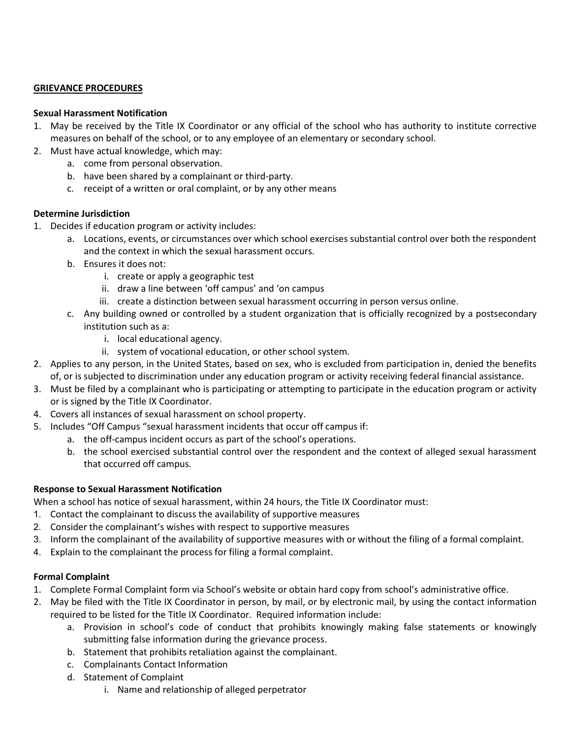**GRIEVANCE PROCEDURES**

**Sexual Harassment Notification**

1. May be received by the Title IX Coordinator or any official of the school who has authority to institute corrective measures on behalf of the school, or to any employee of an elementary or secondary school.
2. Must have actual knowledge, which may:
    a. come from personal observation.
    b. have been shared by a complainant or third-party.
    c. receipt of a written or oral complaint, or by any other means

**Determine Jurisdiction**

1. Decides if education program or activity includes:
    a. Locations, events, or circumstances over which school exercises substantial control over both the respondent and the context in which the sexual harassment occurs.
    b. Ensures it does not:
        i. create or apply a geographic test
        ii. draw a line between 'off campus' and 'on campus
        iii. create a distinction between sexual harassment occurring in person versus online.
    c. Any building owned or controlled by a student organization that is officially recognized by a postsecondary institution such as a:
        i. local educational agency.
        ii. system of vocational education, or other school system.
2. Applies to any person, in the United States, based on sex, who is excluded from participation in, denied the benefits of, or is subjected to discrimination under any education program or activity receiving federal financial assistance.
3. Must be filed by a complainant who is participating or attempting to participate in the education program or activity or is signed by the Title IX Coordinator.
4. Covers all instances of sexual harassment on school property.
5. Includes "Off Campus "sexual harassment incidents that occur off campus if:
    a. the off-campus incident occurs as part of the school's operations.
    b. the school exercised substantial control over the respondent and the context of alleged sexual harassment that occurred off campus.

**Response to Sexual Harassment Notification**

When a school has notice of sexual harassment, within 24 hours, the Title IX Coordinator must:

1. Contact the complainant to discuss the availability of supportive measures
2. Consider the complainant's wishes with respect to supportive measures
3. Inform the complainant of the availability of supportive measures with or without the filing of a formal complaint.
4. Explain to the complainant the process for filing a formal complaint.

**Formal Complaint**

1. Complete Formal Complaint form via School's website or obtain hard copy from school's administrative office.
2. May be filed with the Title IX Coordinator in person, by mail, or by electronic mail, by using the contact information required to be listed for the Title IX Coordinator. Required information include:
    a. Provision in school's code of conduct that prohibits knowingly making false statements or knowingly submitting false information during the grievance process.
    b. Statement that prohibits retaliation against the complainant.
    c. Complainants Contact Information
    d. Statement of Complaint
        i. Name and relationship of alleged perpetrator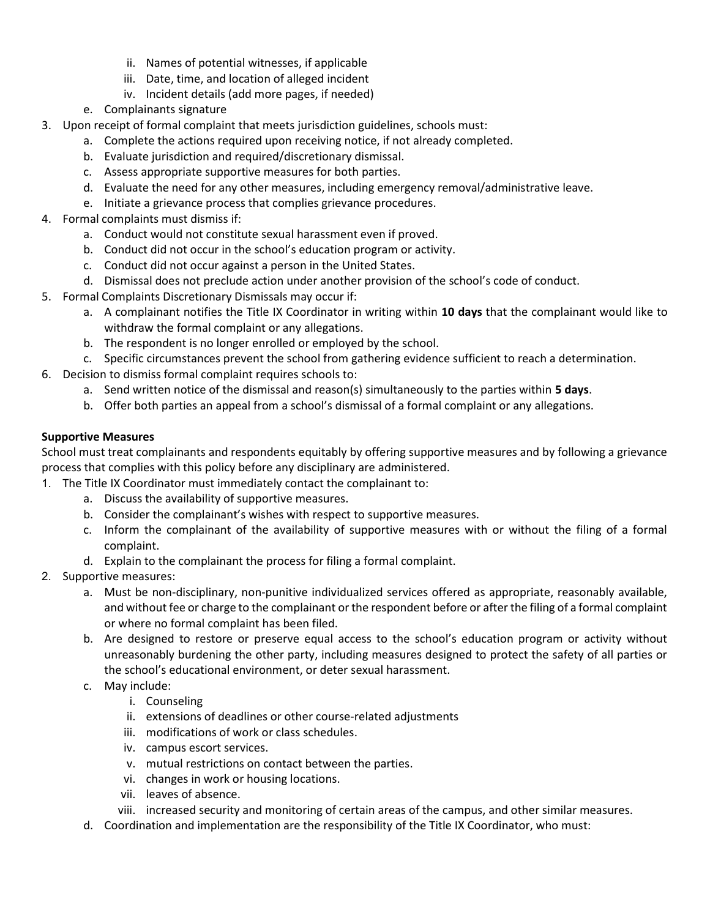- ii. Names of potential witnesses, if applicable
   - iii. Date, time, and location of alleged incident
   - iv. Incident details (add more pages, if needed)
 - e. Complainants signature
3. Upon receipt of formal complaint that meets jurisdiction guidelines, schools must:
   - a. Complete the actions required upon receiving notice, if not already completed.
   - b. Evaluate jurisdiction and required/discretionary dismissal.
   - c. Assess appropriate supportive measures for both parties.
   - d. Evaluate the need for any other measures, including emergency removal/administrative leave.
   - e. Initiate a grievance process that complies grievance procedures.
4. Formal complaints must dismiss if:
   - a. Conduct would not constitute sexual harassment even if proved.
   - b. Conduct did not occur in the school's education program or activity.
   - c. Conduct did not occur against a person in the United States.
   - d. Dismissal does not preclude action under another provision of the school's code of conduct.
5. Formal Complaints Discretionary Dismissals may occur if:
   - a. A complainant notifies the Title IX Coordinator in writing within **10 days** that the complainant would like to withdraw the formal complaint or any allegations.
   - b. The respondent is no longer enrolled or employed by the school.
   - c. Specific circumstances prevent the school from gathering evidence sufficient to reach a determination.
6. Decision to dismiss formal complaint requires schools to:
   - a. Send written notice of the dismissal and reason(s) simultaneously to the parties within **5 days**.
   - b. Offer both parties an appeal from a school's dismissal of a formal complaint or any allegations.

**Supportive Measures**

School must treat complainants and respondents equitably by offering supportive measures and by following a grievance process that complies with this policy before any disciplinary are administered.

1. The Title IX Coordinator must immediately contact the complainant to:
   - a. Discuss the availability of supportive measures.
   - b. Consider the complainant's wishes with respect to supportive measures.
   - c. Inform the complainant of the availability of supportive measures with or without the filing of a formal complaint.
   - d. Explain to the complainant the process for filing a formal complaint.
2. Supportive measures:
   - a. Must be non-disciplinary, non-punitive individualized services offered as appropriate, reasonably available, and without fee or charge to the complainant or the respondent before or after the filing of a formal complaint or where no formal complaint has been filed.
   - b. Are designed to restore or preserve equal access to the school's education program or activity without unreasonably burdening the other party, including measures designed to protect the safety of all parties or the school's educational environment, or deter sexual harassment.
   - c. May include:
     - i. Counseling
     - ii. extensions of deadlines or other course-related adjustments
     - iii. modifications of work or class schedules.
     - iv. campus escort services.
     - v. mutual restrictions on contact between the parties.
     - vi. changes in work or housing locations.
     - vii. leaves of absence.
     - viii. increased security and monitoring of certain areas of the campus, and other similar measures.
   - d. Coordination and implementation are the responsibility of the Title IX Coordinator, who must: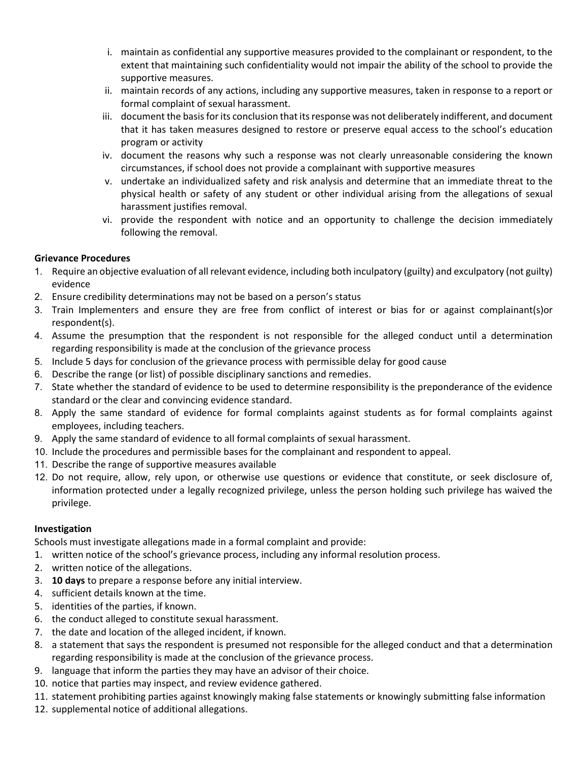i. maintain as confidential any supportive measures provided to the complainant or respondent, to the extent that maintaining such confidentiality would not impair the ability of the school to provide the supportive measures.
ii. maintain records of any actions, including any supportive measures, taken in response to a report or formal complaint of sexual harassment.
iii. document the basis for its conclusion that its response was not deliberately indifferent, and document that it has taken measures designed to restore or preserve equal access to the school's education program or activity
iv. document the reasons why such a response was not clearly unreasonable considering the known circumstances, if school does not provide a complainant with supportive measures
v. undertake an individualized safety and risk analysis and determine that an immediate threat to the physical health or safety of any student or other individual arising from the allegations of sexual harassment justifies removal.
vi. provide the respondent with notice and an opportunity to challenge the decision immediately following the removal.

**Grievance Procedures**

1. Require an objective evaluation of all relevant evidence, including both inculpatory (guilty) and exculpatory (not guilty) evidence
2. Ensure credibility determinations may not be based on a person's status
3. Train Implementers and ensure they are free from conflict of interest or bias for or against complainant(s)or respondent(s).
4. Assume the presumption that the respondent is not responsible for the alleged conduct until a determination regarding responsibility is made at the conclusion of the grievance process
5. Include 5 days for conclusion of the grievance process with permissible delay for good cause
6. Describe the range (or list) of possible disciplinary sanctions and remedies.
7. State whether the standard of evidence to be used to determine responsibility is the preponderance of the evidence standard or the clear and convincing evidence standard.
8. Apply the same standard of evidence for formal complaints against students as for formal complaints against employees, including teachers.
9. Apply the same standard of evidence to all formal complaints of sexual harassment.
10. Include the procedures and permissible bases for the complainant and respondent to appeal.
11. Describe the range of supportive measures available
12. Do not require, allow, rely upon, or otherwise use questions or evidence that constitute, or seek disclosure of, information protected under a legally recognized privilege, unless the person holding such privilege has waived the privilege.

**Investigation**

Schools must investigate allegations made in a formal complaint and provide:

1. written notice of the school's grievance process, including any informal resolution process.
2. written notice of the allegations.
3. **10 days** to prepare a response before any initial interview.
4. sufficient details known at the time.
5. identities of the parties, if known.
6. the conduct alleged to constitute sexual harassment.
7. the date and location of the alleged incident, if known.
8. a statement that says the respondent is presumed not responsible for the alleged conduct and that a determination regarding responsibility is made at the conclusion of the grievance process.
9. language that inform the parties they may have an advisor of their choice.
10. notice that parties may inspect, and review evidence gathered.
11. statement prohibiting parties against knowingly making false statements or knowingly submitting false information
12. supplemental notice of additional allegations.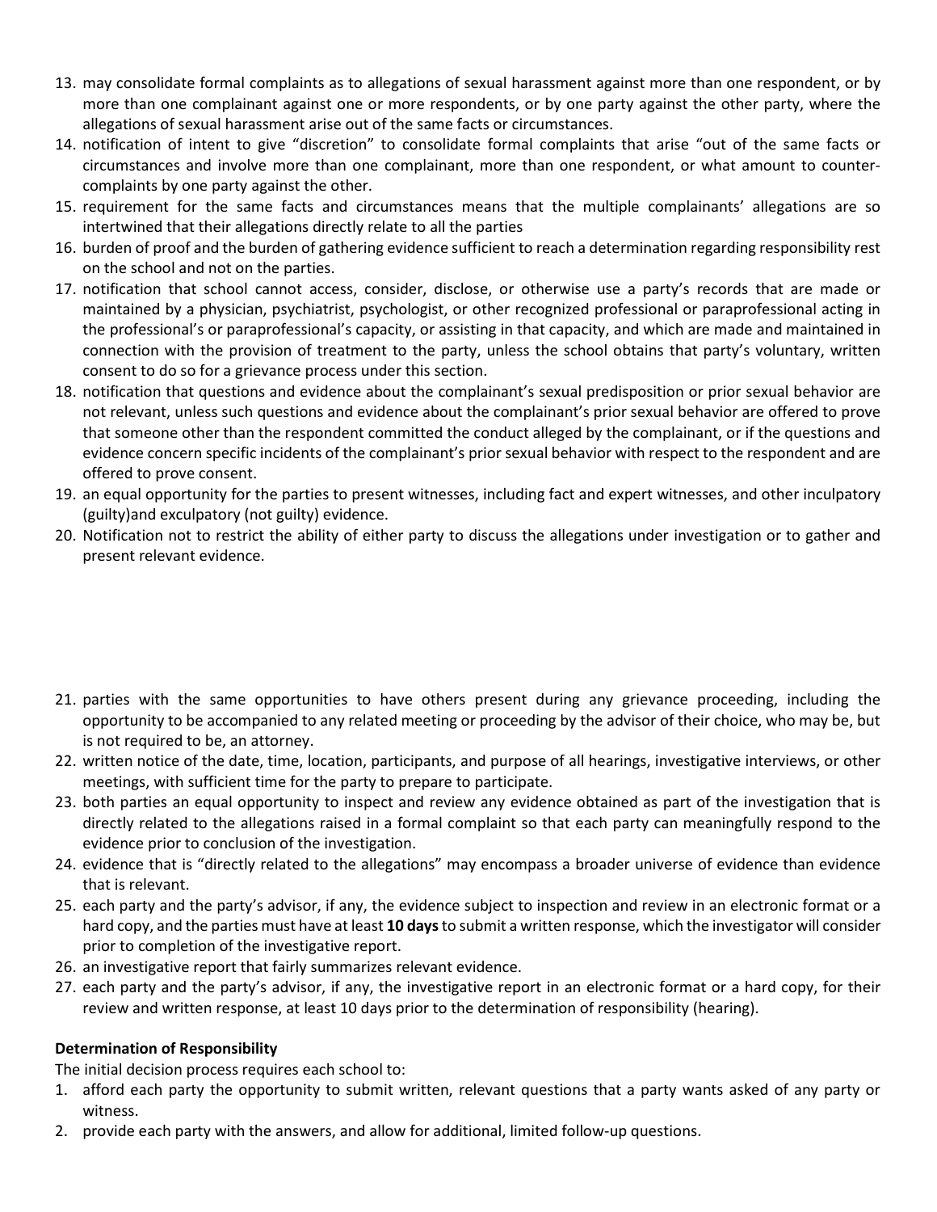13. may consolidate formal complaints as to allegations of sexual harassment against more than one respondent, or by more than one complainant against one or more respondents, or by one party against the other party, where the allegations of sexual harassment arise out of the same facts or circumstances.
14. notification of intent to give "discretion" to consolidate formal complaints that arise "out of the same facts or circumstances and involve more than one complainant, more than one respondent, or what amount to counter-complaints by one party against the other.
15. requirement for the same facts and circumstances means that the multiple complainants' allegations are so intertwined that their allegations directly relate to all the parties
16. burden of proof and the burden of gathering evidence sufficient to reach a determination regarding responsibility rest on the school and not on the parties.
17. notification that school cannot access, consider, disclose, or otherwise use a party's records that are made or maintained by a physician, psychiatrist, psychologist, or other recognized professional or paraprofessional acting in the professional's or paraprofessional's capacity, or assisting in that capacity, and which are made and maintained in connection with the provision of treatment to the party, unless the school obtains that party's voluntary, written consent to do so for a grievance process under this section.
18. notification that questions and evidence about the complainant's sexual predisposition or prior sexual behavior are not relevant, unless such questions and evidence about the complainant's prior sexual behavior are offered to prove that someone other than the respondent committed the conduct alleged by the complainant, or if the questions and evidence concern specific incidents of the complainant's prior sexual behavior with respect to the respondent and are offered to prove consent.
19. an equal opportunity for the parties to present witnesses, including fact and expert witnesses, and other inculpatory (guilty)and exculpatory (not guilty) evidence.
20. Notification not to restrict the ability of either party to discuss the allegations under investigation or to gather and present relevant evidence.
21. parties with the same opportunities to have others present during any grievance proceeding, including the opportunity to be accompanied to any related meeting or proceeding by the advisor of their choice, who may be, but is not required to be, an attorney.
22. written notice of the date, time, location, participants, and purpose of all hearings, investigative interviews, or other meetings, with sufficient time for the party to prepare to participate.
23. both parties an equal opportunity to inspect and review any evidence obtained as part of the investigation that is directly related to the allegations raised in a formal complaint so that each party can meaningfully respond to the evidence prior to conclusion of the investigation.
24. evidence that is "directly related to the allegations" may encompass a broader universe of evidence than evidence that is relevant.
25. each party and the party's advisor, if any, the evidence subject to inspection and review in an electronic format or a hard copy, and the parties must have at least **10 days** to submit a written response, which the investigator will consider prior to completion of the investigative report.
26. an investigative report that fairly summarizes relevant evidence.
27. each party and the party's advisor, if any, the investigative report in an electronic format or a hard copy, for their review and written response, at least 10 days prior to the determination of responsibility (hearing).

**Determination of Responsibility**

The initial decision process requires each school to:

1. afford each party the opportunity to submit written, relevant questions that a party wants asked of any party or witness.
2. provide each party with the answers, and allow for additional, limited follow-up questions.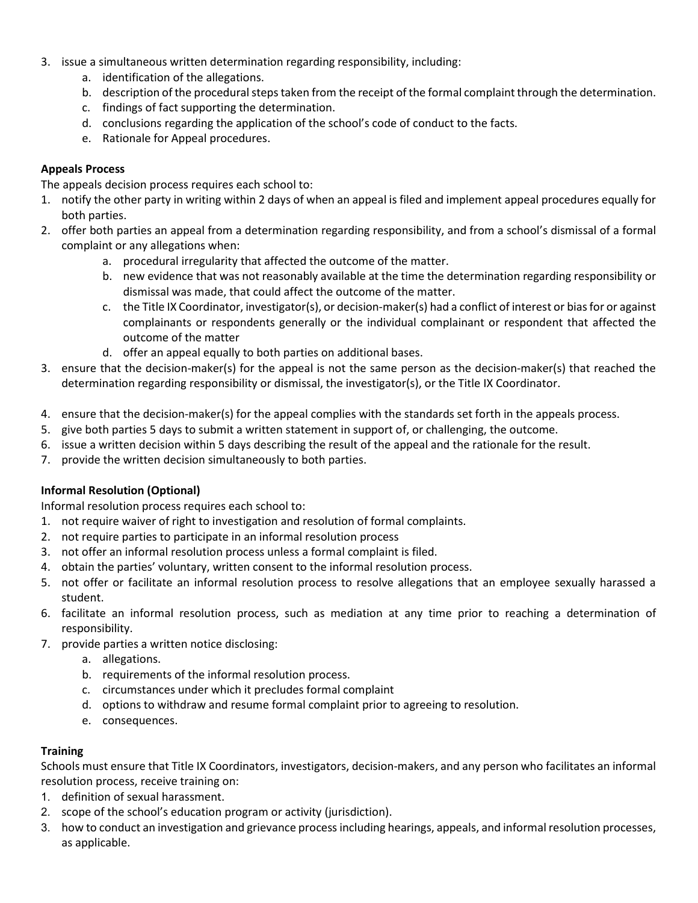3. issue a simultaneous written determination regarding responsibility, including:
    a. identification of the allegations.
    b. description of the procedural steps taken from the receipt of the formal complaint through the determination.
    c. findings of fact supporting the determination.
    d. conclusions regarding the application of the school's code of conduct to the facts.
    e. Rationale for Appeal procedures.

**Appeals Process**

The appeals decision process requires each school to:

1. notify the other party in writing within 2 days of when an appeal is filed and implement appeal procedures equally for both parties.
2. offer both parties an appeal from a determination regarding responsibility, and from a school's dismissal of a formal complaint or any allegations when:
    a. procedural irregularity that affected the outcome of the matter.
    b. new evidence that was not reasonably available at the time the determination regarding responsibility or dismissal was made, that could affect the outcome of the matter.
    c. the Title IX Coordinator, investigator(s), or decision-maker(s) had a conflict of interest or bias for or against complainants or respondents generally or the individual complainant or respondent that affected the outcome of the matter
    d. offer an appeal equally to both parties on additional bases.
3. ensure that the decision-maker(s) for the appeal is not the same person as the decision-maker(s) that reached the determination regarding responsibility or dismissal, the investigator(s), or the Title IX Coordinator.
4. ensure that the decision-maker(s) for the appeal complies with the standards set forth in the appeals process.
5. give both parties 5 days to submit a written statement in support of, or challenging, the outcome.
6. issue a written decision within 5 days describing the result of the appeal and the rationale for the result.
7. provide the written decision simultaneously to both parties.

**Informal Resolution (Optional)**

Informal resolution process requires each school to:

1. not require waiver of right to investigation and resolution of formal complaints.
2. not require parties to participate in an informal resolution process
3. not offer an informal resolution process unless a formal complaint is filed.
4. obtain the parties' voluntary, written consent to the informal resolution process.
5. not offer or facilitate an informal resolution process to resolve allegations that an employee sexually harassed a student.
6. facilitate an informal resolution process, such as mediation at any time prior to reaching a determination of responsibility.
7. provide parties a written notice disclosing:
    a. allegations.
    b. requirements of the informal resolution process.
    c. circumstances under which it precludes formal complaint
    d. options to withdraw and resume formal complaint prior to agreeing to resolution.
    e. consequences.

**Training**

Schools must ensure that Title IX Coordinators, investigators, decision-makers, and any person who facilitates an informal resolution process, receive training on:

1. definition of sexual harassment.
2. scope of the school's education program or activity (jurisdiction).
3. how to conduct an investigation and grievance process including hearings, appeals, and informal resolution processes, as applicable.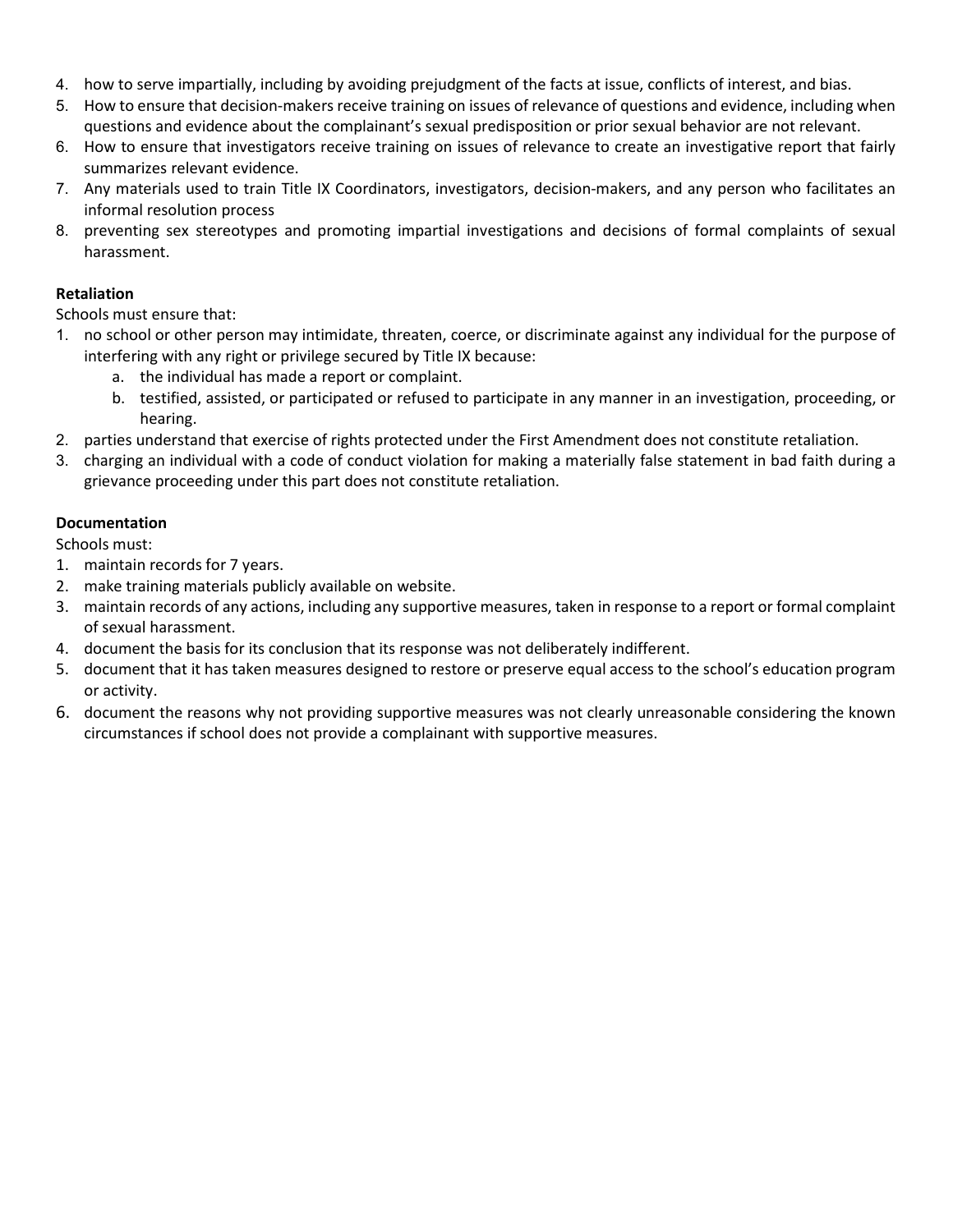4. how to serve impartially, including by avoiding prejudgment of the facts at issue, conflicts of interest, and bias.
5. How to ensure that decision-makers receive training on issues of relevance of questions and evidence, including when questions and evidence about the complainant's sexual predisposition or prior sexual behavior are not relevant.
6. How to ensure that investigators receive training on issues of relevance to create an investigative report that fairly summarizes relevant evidence.
7. Any materials used to train Title IX Coordinators, investigators, decision-makers, and any person who facilitates an informal resolution process
8. preventing sex stereotypes and promoting impartial investigations and decisions of formal complaints of sexual harassment.

**Retaliation**

Schools must ensure that:

1. no school or other person may intimidate, threaten, coerce, or discriminate against any individual for the purpose of interfering with any right or privilege secured by Title IX because:
   a. the individual has made a report or complaint.
   b. testified, assisted, or participated or refused to participate in any manner in an investigation, proceeding, or hearing.
2. parties understand that exercise of rights protected under the First Amendment does not constitute retaliation.
3. charging an individual with a code of conduct violation for making a materially false statement in bad faith during a grievance proceeding under this part does not constitute retaliation.

**Documentation**

Schools must:

1. maintain records for 7 years.
2. make training materials publicly available on website.
3. maintain records of any actions, including any supportive measures, taken in response to a report or formal complaint of sexual harassment.
4. document the basis for its conclusion that its response was not deliberately indifferent.
5. document that it has taken measures designed to restore or preserve equal access to the school's education program or activity.
6. document the reasons why not providing supportive measures was not clearly unreasonable considering the known circumstances if school does not provide a complainant with supportive measures.